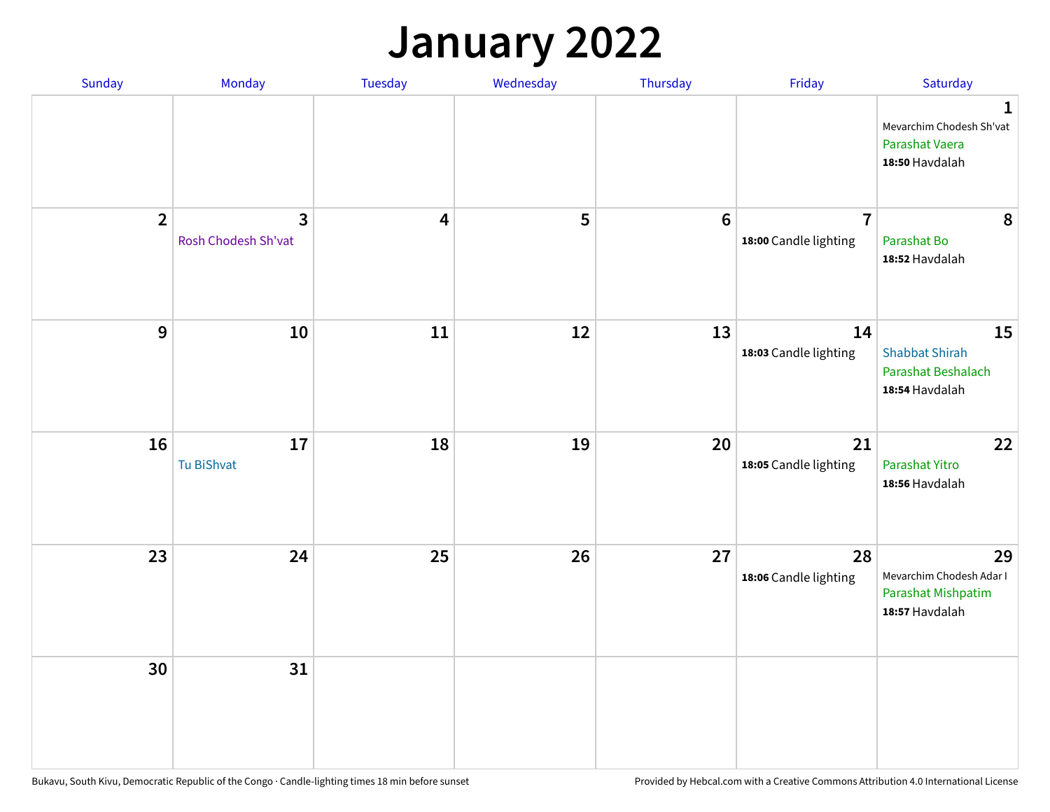# January 2022

| Sunday | Monday | Tuesday | Wednesday | Thursday | Friday | Saturday |
|---|---|---|---|---|---|---|
| | | | | | | **1** Mevarchim Chodesh Sh'vat Parashat Vaera **18:50** Havdalah |
| **2** | **3** Rosh Chodesh Sh'vat | **4** | **5** | **6** | **7** **18:00** Candle lighting | **8** Parashat Bo **18:52** Havdalah |
| **9** | **10** | **11** | **12** | **13** | **14** **18:03** Candle lighting | **15** Shabbat Shirah Parashat Beshalach **18:54** Havdalah |
| **16** | **17** Tu BiShvat | **18** | **19** | **20** | **21** **18:05** Candle lighting | **22** Parashat Yitro **18:56** Havdalah |
| **23** | **24** | **25** | **26** | **27** | **28** **18:06** Candle lighting | **29** Mevarchim Chodesh Adar I Parashat Mishpatim **18:57** Havdalah |
| **30** | **31** | | | | | |

Bukavu, South Kivu, Democratic Republic of the Congo · Candle-lighting times 18 min before sunset

Provided by Hebcal.com with a Creative Commons Attribution 4.0 International License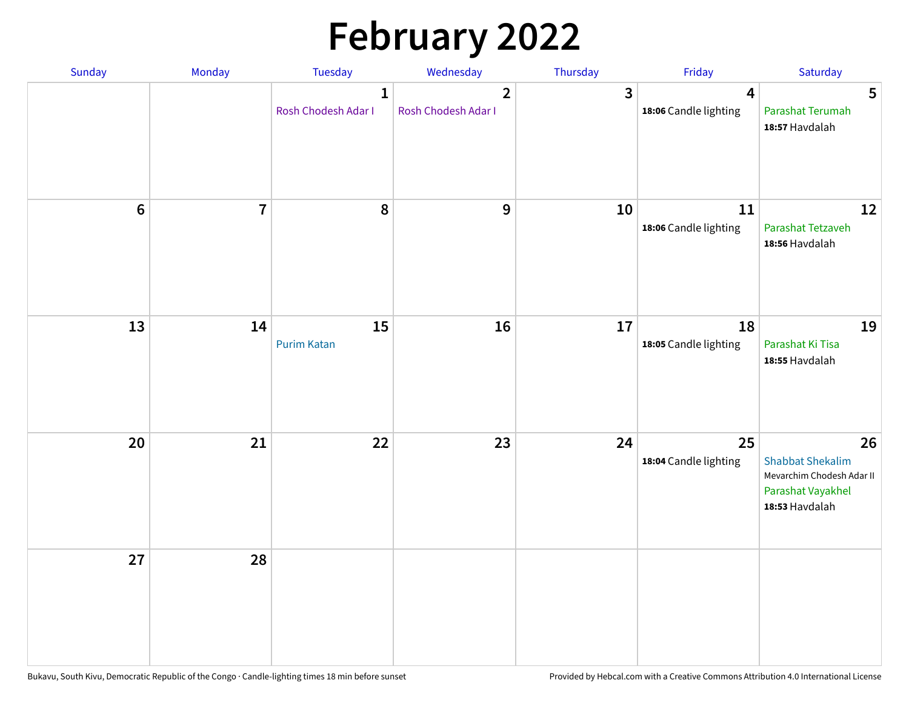# February 2022

| Sunday | Monday | Tuesday | Wednesday | Thursday | Friday | Saturday |
|---|---|---|---|---|---|---|
| | | 1 Rosh Chodesh Adar I | 2 Rosh Chodesh Adar I | 3 | 4 **18:06** Candle lighting | 5 Parashat Terumah **18:57** Havdalah |
| 6 | 7 | 8 | 9 | 10 | 11 **18:06** Candle lighting | 12 Parashat Tetzaveh **18:56** Havdalah |
| 13 | 14 | 15 Purim Katan | 16 | 17 | 18 **18:05** Candle lighting | 19 Parashat Ki Tisa **18:55** Havdalah |
| 20 | 21 | 22 | 23 | 24 | 25 **18:04** Candle lighting | 26 Shabbat Shekalim Mevarchim Chodesh Adar II Parashat Vayakhel **18:53** Havdalah |
| 27 | 28 | | | | | |

Bukavu, South Kivu, Democratic Republic of the Congo · Candle-lighting times 18 min before sunset

Provided by Hebcal.com with a Creative Commons Attribution 4.0 International License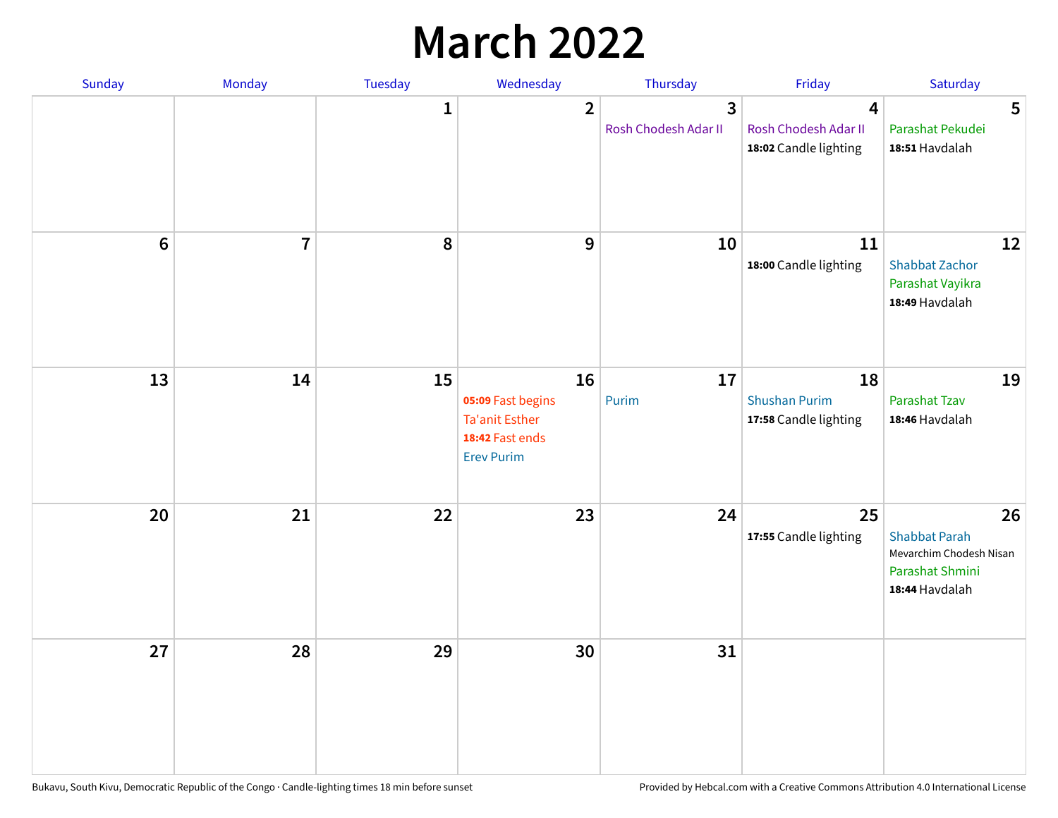# March 2022

| Sunday | Monday | Tuesday | Wednesday | Thursday | Friday | Saturday |
|---|---|---|---|---|---|---|
| | | 1 | 2 | 3<br>Rosh Chodesh Adar II | 4<br>Rosh Chodesh Adar II<br>**18:02** Candle lighting | 5<br>Parashat Pekudei<br>**18:51** Havdalah |
| 6 | 7 | 8 | 9 | 10 | 11<br>**18:00** Candle lighting | 12<br>Shabbat Zachor<br>Parashat Vayikra<br>**18:49** Havdalah |
| 13 | 14 | 15 | 16<br>**05:09** Fast begins<br>Ta'anit Esther<br>**18:42** Fast ends<br>Erev Purim | 17<br>Purim | 18<br>Shushan Purim<br>**17:58** Candle lighting | 19<br>Parashat Tzav<br>**18:46** Havdalah |
| 20 | 21 | 22 | 23 | 24 | 25<br>**17:55** Candle lighting | 26<br>Shabbat Parah<br>Mevarchim Chodesh Nisan<br>Parashat Shmini<br>**18:44** Havdalah |
| 27 | 28 | 29 | 30 | 31 | | |

Bukavu, South Kivu, Democratic Republic of the Congo · Candle-lighting times 18 min before sunset

Provided by Hebcal.com with a Creative Commons Attribution 4.0 International License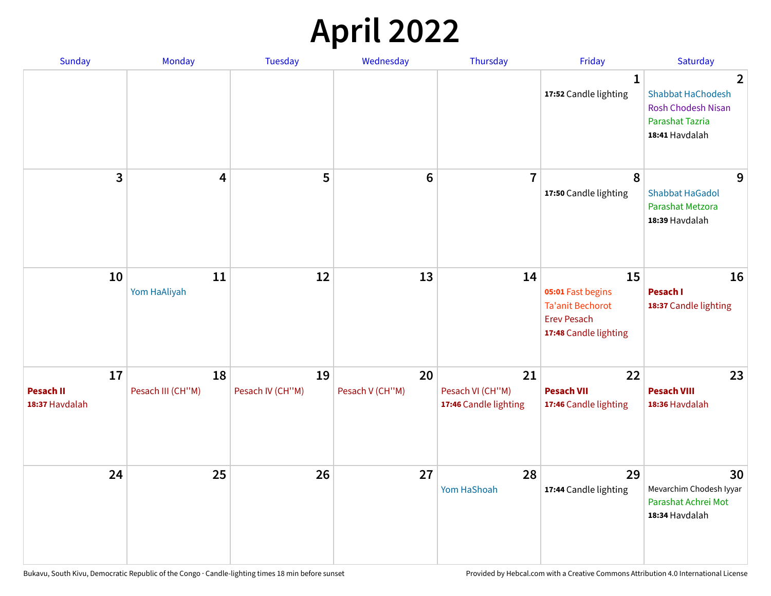# April 2022

| Sunday | Monday | Tuesday | Wednesday | Thursday | Friday | Saturday |
|---|---|---|---|---|---|---|
| | | | | | **1**<br>**17:52** Candle lighting | **2**<br>Shabbat HaChodesh<br>Rosh Chodesh Nisan<br>Parashat Tazria<br>**18:41** Havdalah |
| **3** | **4** | **5** | **6** | **7** | **8**<br>**17:50** Candle lighting | **9**<br>Shabbat HaGadol<br>Parashat Metzora<br>**18:39** Havdalah |
| **10** | **11**<br>Yom HaAliyah | **12** | **13** | **14** | **15**<br>**05:01** Fast begins<br>Ta'anit Bechorot<br>Erev Pesach<br>**17:48** Candle lighting | **16**<br>**Pesach I**<br>**18:37** Candle lighting |
| **17**<br>**Pesach II**<br>**18:37** Havdalah | **18**<br>Pesach III (CH''M) | **19**<br>Pesach IV (CH''M) | **20**<br>Pesach V (CH''M) | **21**<br>Pesach VI (CH''M)<br>**17:46** Candle lighting | **22**<br>**Pesach VII**<br>**17:46** Candle lighting | **23**<br>**Pesach VIII**<br>**18:36** Havdalah |
| **24** | **25** | **26** | **27** | **28**<br>Yom HaShoah | **29**<br>**17:44** Candle lighting | **30**<br>Mevarchim Chodesh Iyyar<br>Parashat Achrei Mot<br>**18:34** Havdalah |

Bukavu, South Kivu, Democratic Republic of the Congo · Candle-lighting times 18 min before sunset

Provided by Hebcal.com with a Creative Commons Attribution 4.0 International License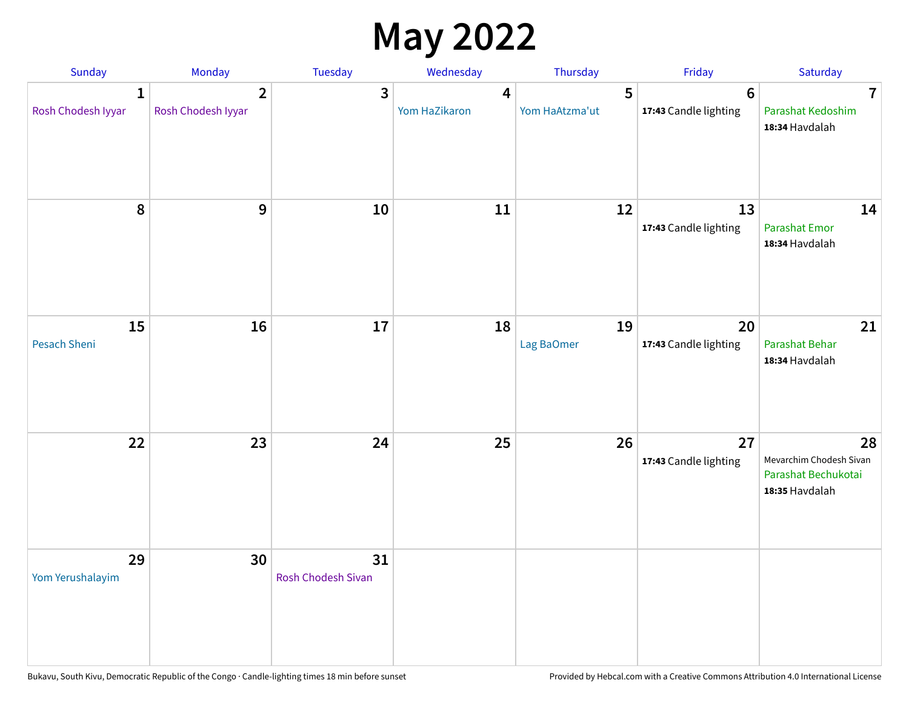# May 2022

| Sunday | Monday | Tuesday | Wednesday | Thursday | Friday | Saturday |
| --- | --- | --- | --- | --- | --- | --- |
| 1 Rosh Chodesh Iyyar | 2 Rosh Chodesh Iyyar | 3 | 4 Yom HaZikaron | 5 Yom HaAtzma'ut | 6 **17:43** Candle lighting | 7 Parashat Kedoshim **18:34** Havdalah |
| 8 | 9 | 10 | 11 | 12 | 13 **17:43** Candle lighting | 14 Parashat Emor **18:34** Havdalah |
| 15 Pesach Sheni | 16 | 17 | 18 | 19 Lag BaOmer | 20 **17:43** Candle lighting | 21 Parashat Behar **18:34** Havdalah |
| 22 | 23 | 24 | 25 | 26 | 27 **17:43** Candle lighting | 28 Mevarchim Chodesh Sivan Parashat Bechukotai **18:35** Havdalah |
| 29 Yom Yerushalayim | 30 | 31 Rosh Chodesh Sivan | | | | |

Bukavu, South Kivu, Democratic Republic of the Congo · Candle-lighting times 18 min before sunset

Provided by Hebcal.com with a Creative Commons Attribution 4.0 International License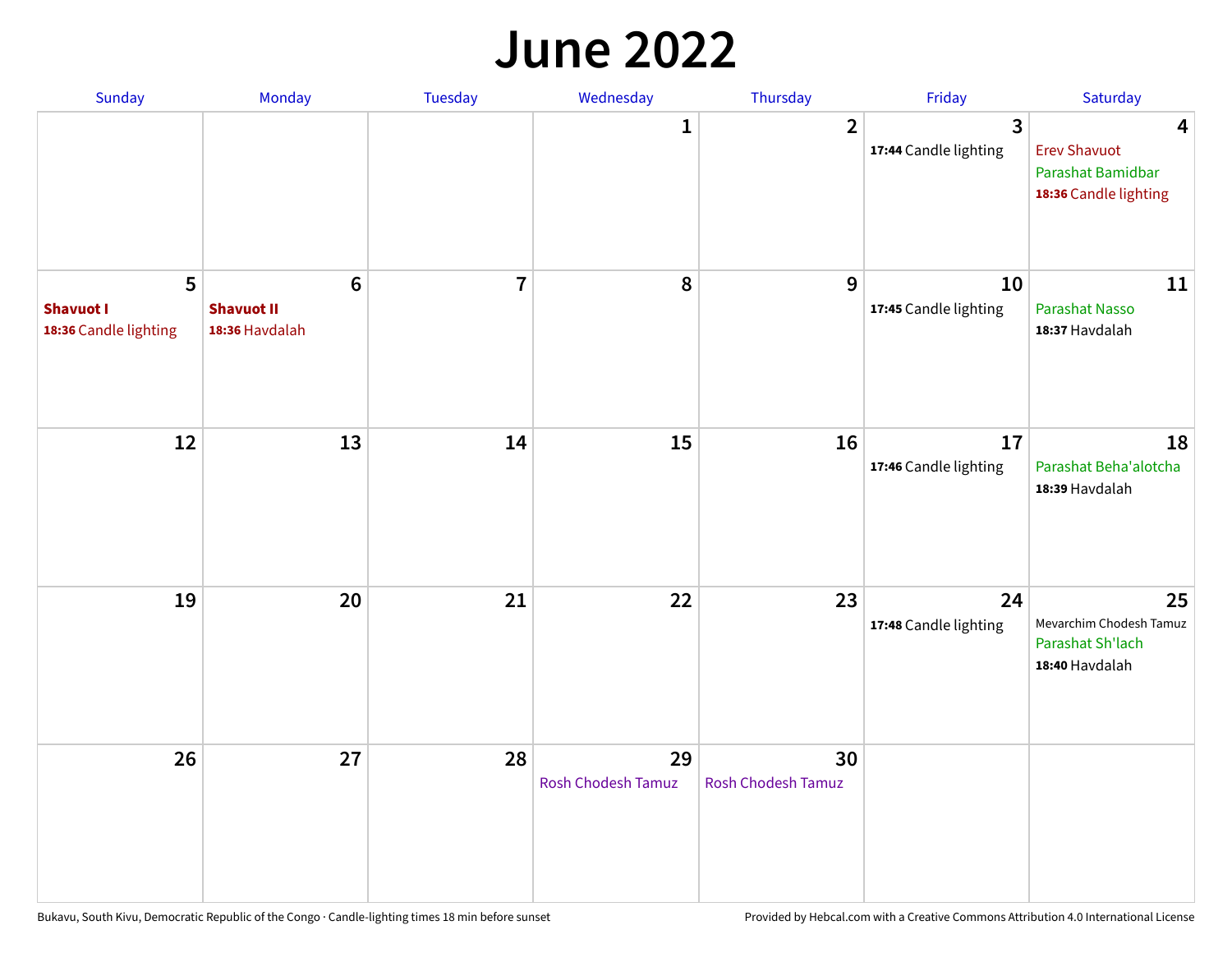# June 2022

| Sunday | Monday | Tuesday | Wednesday | Thursday | Friday | Saturday |
|---|---|---|---|---|---|---|
| | | | 1 | 2 | 3<br>**17:44** Candle lighting | 4<br>Erev Shavuot<br>Parashat Bamidbar<br>**18:36** Candle lighting |
| 5<br>**Shavuot I**<br>**18:36** Candle lighting | 6<br>**Shavuot II**<br>**18:36** Havdalah | 7 | 8 | 9 | 10<br>**17:45** Candle lighting | 11<br>Parashat Nasso<br>**18:37** Havdalah |
| 12 | 13 | 14 | 15 | 16 | 17<br>**17:46** Candle lighting | 18<br>Parashat Beha'alotcha<br>**18:39** Havdalah |
| 19 | 20 | 21 | 22 | 23 | 24<br>**17:48** Candle lighting | 25<br>Mevarchim Chodesh Tamuz<br>Parashat Sh'lach<br>**18:40** Havdalah |
| 26 | 27 | 28 | 29<br>Rosh Chodesh Tamuz | 30<br>Rosh Chodesh Tamuz | | |

Bukavu, South Kivu, Democratic Republic of the Congo · Candle-lighting times 18 min before sunset

Provided by Hebcal.com with a Creative Commons Attribution 4.0 International License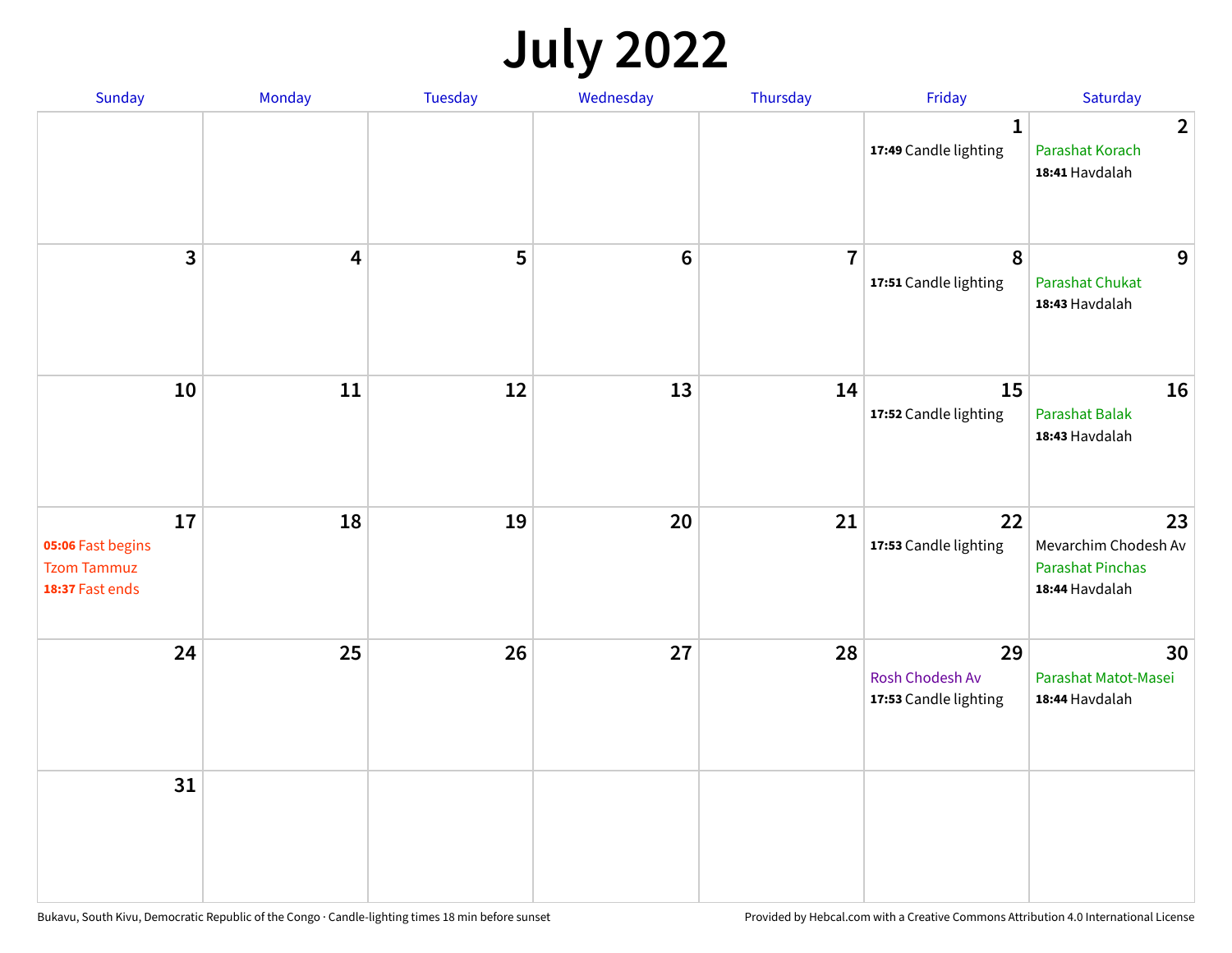# July 2022

| Sunday | Monday | Tuesday | Wednesday | Thursday | Friday | Saturday |
|---|---|---|---|---|---|---|
| | | | | | 1<br>**17:49** Candle lighting | 2<br>Parashat Korach<br>**18:41** Havdalah |
| 3 | 4 | 5 | 6 | 7 | 8<br>**17:51** Candle lighting | 9<br>Parashat Chukat<br>**18:43** Havdalah |
| 10 | 11 | 12 | 13 | 14 | 15<br>**17:52** Candle lighting | 16<br>Parashat Balak<br>**18:43** Havdalah |
| 17<br>**05:06** Fast begins<br>Tzom Tammuz<br>**18:37** Fast ends | 18 | 19 | 20 | 21 | 22<br>**17:53** Candle lighting | 23<br>Mevarchim Chodesh Av<br>Parashat Pinchas<br>**18:44** Havdalah |
| 24 | 25 | 26 | 27 | 28 | 29<br>Rosh Chodesh Av<br>**17:53** Candle lighting | 30<br>Parashat Matot-Masei<br>**18:44** Havdalah |
| 31 | | | | | | |

Bukavu, South Kivu, Democratic Republic of the Congo · Candle-lighting times 18 min before sunset

Provided by Hebcal.com with a Creative Commons Attribution 4.0 International License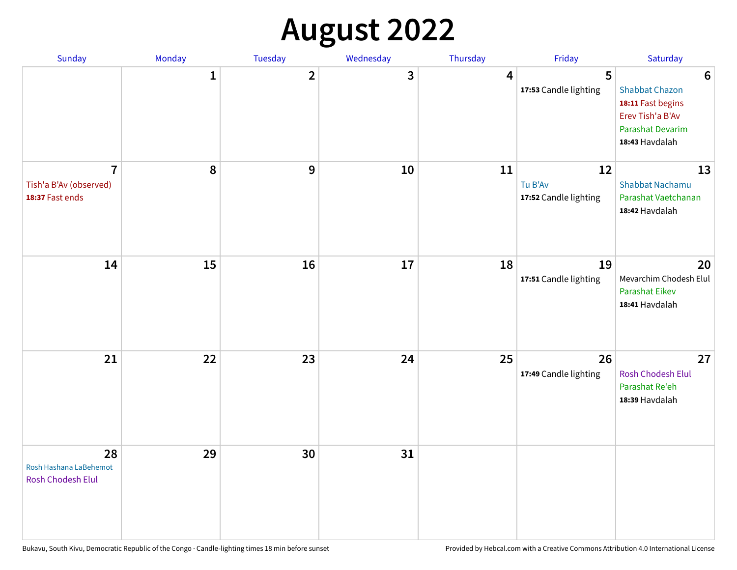# August 2022

| Sunday | Monday | Tuesday | Wednesday | Thursday | Friday | Saturday |
|---|---|---|---|---|---|---|
| | 1 | 2 | 3 | 4 | 5<br>**17:53** Candle lighting | 6<br>Shabbat Chazon<br>**18:11** Fast begins<br>Erev Tish'a B'Av<br>Parashat Devarim<br>**18:43** Havdalah |
| 7<br>Tish'a B'Av (observed)<br>**18:37** Fast ends | 8 | 9 | 10 | 11 | 12<br>Tu B'Av<br>**17:52** Candle lighting | 13<br>Shabbat Nachamu<br>Parashat Vaetchanan<br>**18:42** Havdalah |
| 14 | 15 | 16 | 17 | 18 | 19<br>**17:51** Candle lighting | 20<br>Mevarchim Chodesh Elul<br>Parashat Eikev<br>**18:41** Havdalah |
| 21 | 22 | 23 | 24 | 25 | 26<br>**17:49** Candle lighting | 27<br>Rosh Chodesh Elul<br>Parashat Re'eh<br>**18:39** Havdalah |
| 28<br>Rosh Hashana LaBehemot<br>Rosh Chodesh Elul | 29 | 30 | 31 | | | |

Bukavu, South Kivu, Democratic Republic of the Congo · Candle-lighting times 18 min before sunset

Provided by Hebcal.com with a Creative Commons Attribution 4.0 International License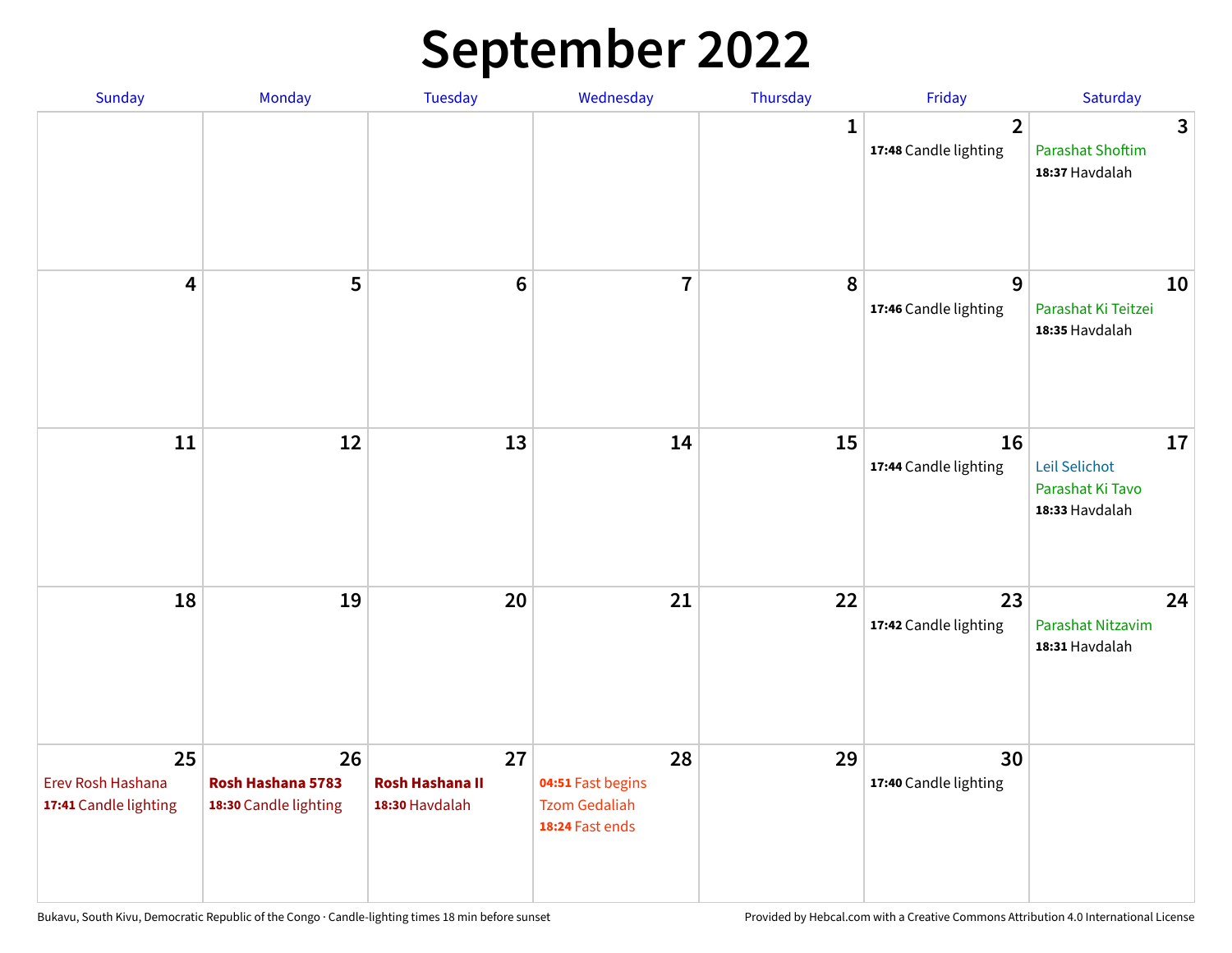# September 2022

| Sunday | Monday | Tuesday | Wednesday | Thursday | Friday | Saturday |
|---|---|---|---|---|---|---|
| | | | | 1 | 2<br>**17:48** Candle lighting | 3<br>Parashat Shoftim<br>**18:37** Havdalah |
| 4 | 5 | 6 | 7 | 8 | 9<br>**17:46** Candle lighting | 10<br>Parashat Ki Teitzei<br>**18:35** Havdalah |
| 11 | 12 | 13 | 14 | 15 | 16<br>**17:44** Candle lighting | 17<br>Leil Selichot<br>Parashat Ki Tavo<br>**18:33** Havdalah |
| 18 | 19 | 20 | 21 | 22 | 23<br>**17:42** Candle lighting | 24<br>Parashat Nitzavim<br>**18:31** Havdalah |
| 25<br>Erev Rosh Hashana<br>**17:41** Candle lighting | 26<br>**Rosh Hashana 5783**<br>**18:30** Candle lighting | 27<br>**Rosh Hashana II**<br>**18:30** Havdalah | 28<br>**04:51** Fast begins<br>Tzom Gedaliah<br>**18:24** Fast ends | 29 | 30<br>**17:40** Candle lighting | |

Bukavu, South Kivu, Democratic Republic of the Congo · Candle-lighting times 18 min before sunset

Provided by Hebcal.com with a Creative Commons Attribution 4.0 International License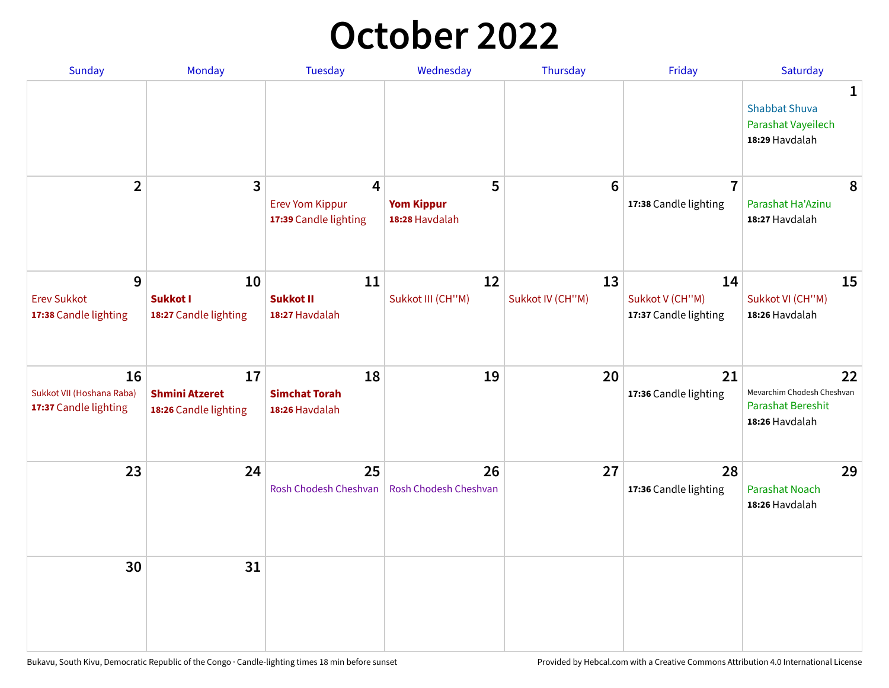# October 2022

| Sunday | Monday | Tuesday | Wednesday | Thursday | Friday | Saturday |
|---|---|---|---|---|---|---|
| | | | | | | **1** Shabbat Shuva Parashat Vayeilech **18:29** Havdalah |
| **2** | **3** | **4** Erev Yom Kippur **17:39** Candle lighting | **5** **Yom Kippur** **18:28** Havdalah | **6** | **7** **17:38** Candle lighting | **8** Parashat Ha'Azinu **18:27** Havdalah |
| **9** Erev Sukkot **17:38** Candle lighting | **10** **Sukkot I** **18:27** Candle lighting | **11** **Sukkot II** **18:27** Havdalah | **12** Sukkot III (CH''M) | **13** Sukkot IV (CH''M) | **14** Sukkot V (CH''M) **17:37** Candle lighting | **15** Sukkot VI (CH''M) **18:26** Havdalah |
| **16** Sukkot VII (Hoshana Raba) **17:37** Candle lighting | **17** **Shmini Atzeret** **18:26** Candle lighting | **18** **Simchat Torah** **18:26** Havdalah | **19** | **20** | **21** **17:36** Candle lighting | **22** Mevarchim Chodesh Cheshvan Parashat Bereshit **18:26** Havdalah |
| **23** | **24** | **25** Rosh Chodesh Cheshvan | **26** Rosh Chodesh Cheshvan | **27** | **28** **17:36** Candle lighting | **29** Parashat Noach **18:26** Havdalah |
| **30** | **31** | | | | | |

Bukavu, South Kivu, Democratic Republic of the Congo · Candle-lighting times 18 min before sunset

Provided by Hebcal.com with a Creative Commons Attribution 4.0 International License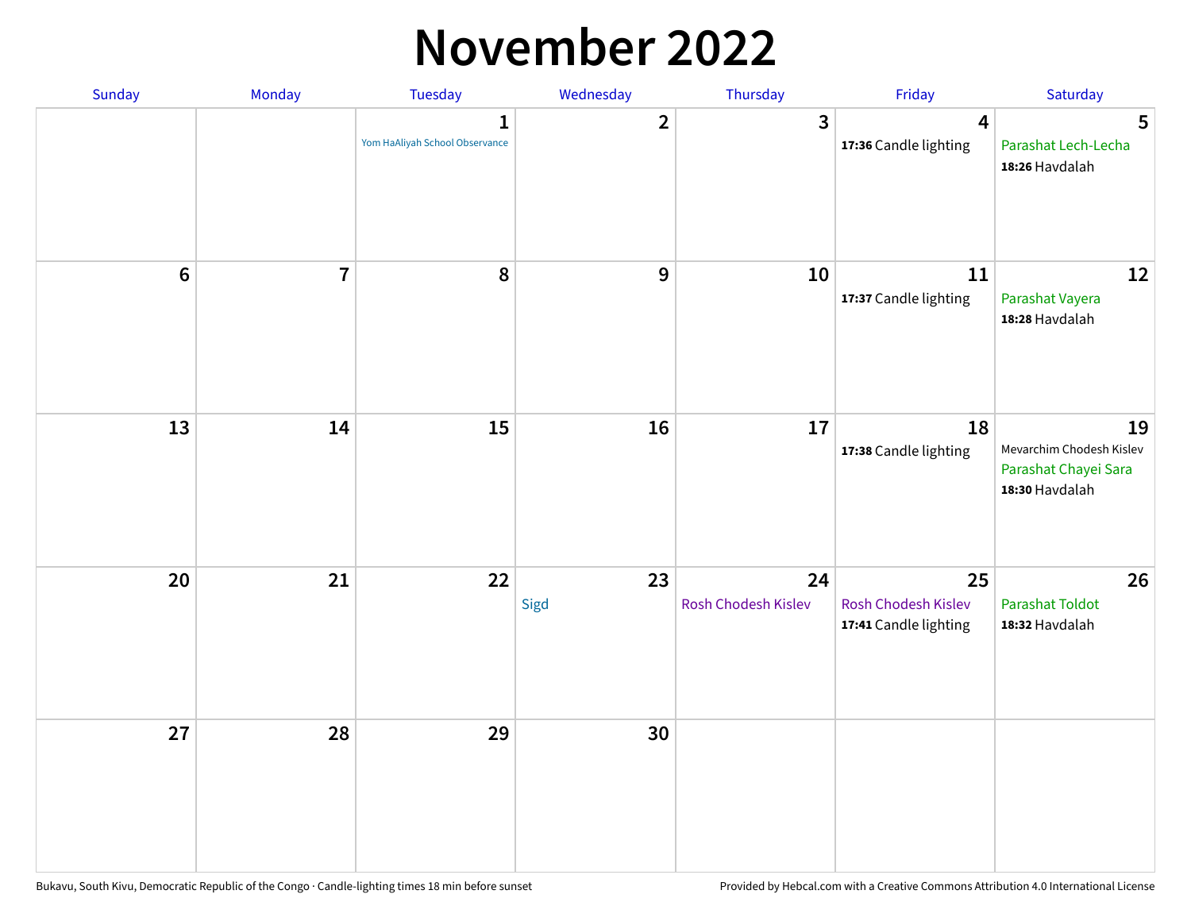# November 2022

| Sunday | Monday | Tuesday | Wednesday | Thursday | Friday | Saturday |
|---|---|---|---|---|---|---|
| | | 1 Yom HaAliyah School Observance | 2 | 3 | 4 **17:36** Candle lighting | 5 Parashat Lech-Lecha **18:26** Havdalah |
| 6 | 7 | 8 | 9 | 10 | 11 **17:37** Candle lighting | 12 Parashat Vayera **18:28** Havdalah |
| 13 | 14 | 15 | 16 | 17 | 18 **17:38** Candle lighting | 19 Mevarchim Chodesh Kislev Parashat Chayei Sara **18:30** Havdalah |
| 20 | 21 | 22 | 23 Sigd | 24 Rosh Chodesh Kislev | 25 Rosh Chodesh Kislev **17:41** Candle lighting | 26 Parashat Toldot **18:32** Havdalah |
| 27 | 28 | 29 | 30 | | | |

Bukavu, South Kivu, Democratic Republic of the Congo · Candle-lighting times 18 min before sunset

Provided by Hebcal.com with a Creative Commons Attribution 4.0 International License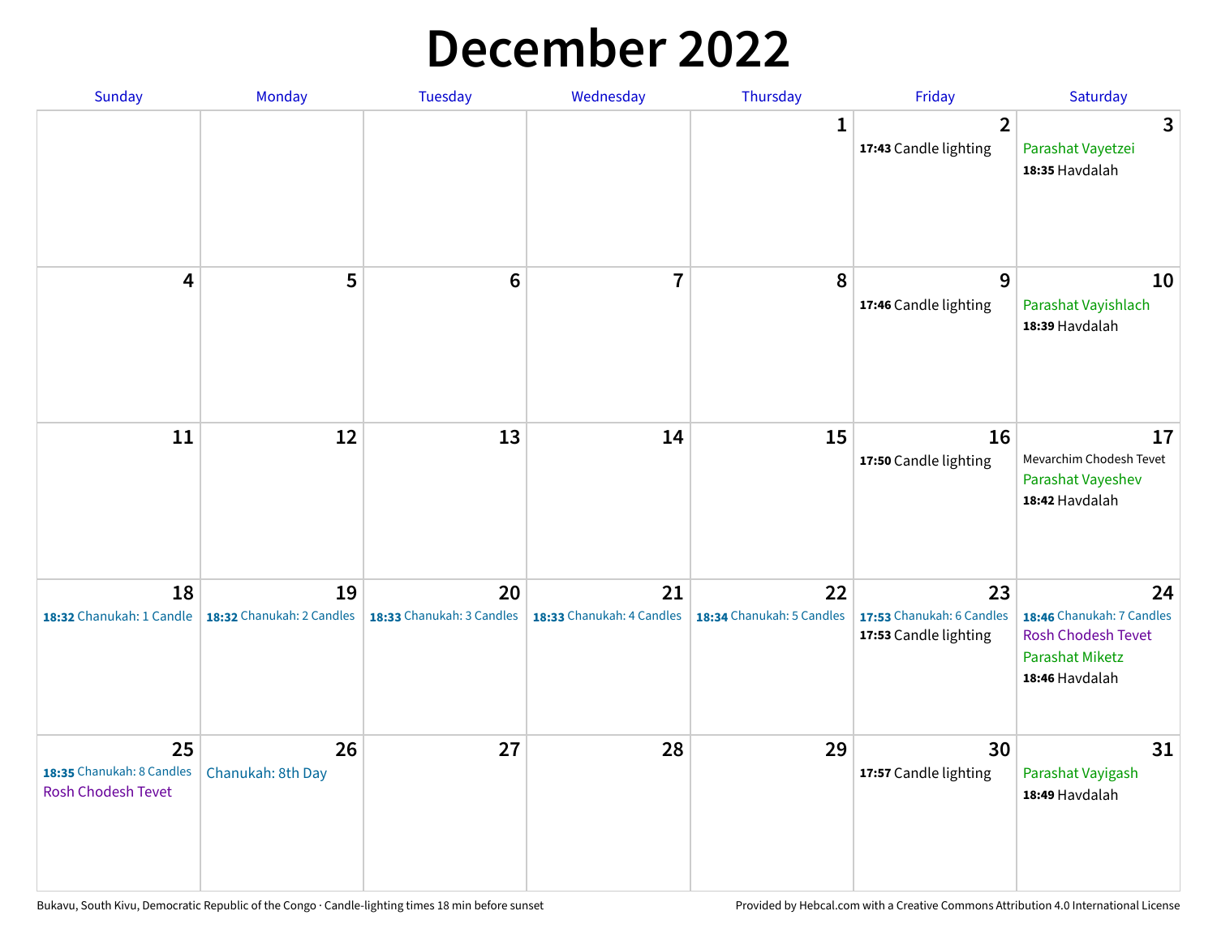# December 2022

| Sunday | Monday | Tuesday | Wednesday | Thursday | Friday | Saturday |
|---|---|---|---|---|---|---|
| | | | | 1 | 2<br>**17:43** Candle lighting | 3<br>Parashat Vayetzei<br>**18:35** Havdalah |
| 4 | 5 | 6 | 7 | 8 | 9<br>**17:46** Candle lighting | 10<br>Parashat Vayishlach<br>**18:39** Havdalah |
| 11 | 12 | 13 | 14 | 15 | 16<br>**17:50** Candle lighting | 17<br>Mevarchim Chodesh Tevet<br>Parashat Vayeshev<br>**18:42** Havdalah |
| 18<br>**18:32** Chanukah: 1 Candle | 19<br>**18:32** Chanukah: 2 Candles | 20<br>**18:33** Chanukah: 3 Candles | 21<br>**18:33** Chanukah: 4 Candles | 22<br>**18:34** Chanukah: 5 Candles | 23<br>**17:53** Chanukah: 6 Candles<br>**17:53** Candle lighting | 24<br>**18:46** Chanukah: 7 Candles<br>Rosh Chodesh Tevet<br>Parashat Miketz<br>**18:46** Havdalah |
| 25<br>**18:35** Chanukah: 8 Candles<br>Rosh Chodesh Tevet | 26<br>Chanukah: 8th Day | 27 | 28 | 29 | 30<br>**17:57** Candle lighting | 31<br>Parashat Vayigash<br>**18:49** Havdalah |

Bukavu, South Kivu, Democratic Republic of the Congo · Candle-lighting times 18 min before sunset

Provided by Hebcal.com with a Creative Commons Attribution 4.0 International License